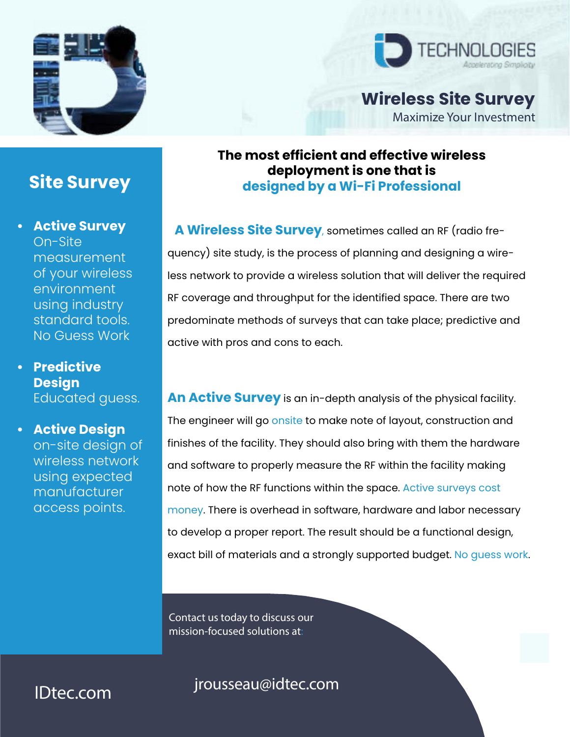TECHNOLOGIES

*Accelerating Simplicity*

# Wireless Site Survey

Maximize Your Investment

## Site Survey

- **Active Survey** On-Site measurement of your wireless environment using industry standard tools. No Guess Work
- **Predictive Design** Educated guess.
- **Active Design** on-site design of wireless network using expected manufacturer access points.

**The most efficient and effective wireless deployment is one that is designed by a Wi-Fi Professional**

**A Wireless Site Survey**, sometimes called an RF (radio frequency) site study, is the process of planning and designing a wireless network to provide a wireless solution that will deliver the required RF coverage and throughput for the identified space. There are two predominate methods of surveys that can take place; predictive and active with pros and cons to each.

**An Active Survey** is an in-depth analysis of the physical facility. The engineer will go onsite to make note of layout, construction and finishes of the facility. They should also bring with them the hardware and software to properly measure the RF within the facility making note of how the RF functions within the space. Active surveys cost money. There is overhead in software, hardware and labor necessary to develop a proper report. The result should be a functional design, exact bill of materials and a strongly supported budget. No guess work.

Contact us today to discuss our mission-focused solutions at:

IDtec.com

jrousseau@idtec.com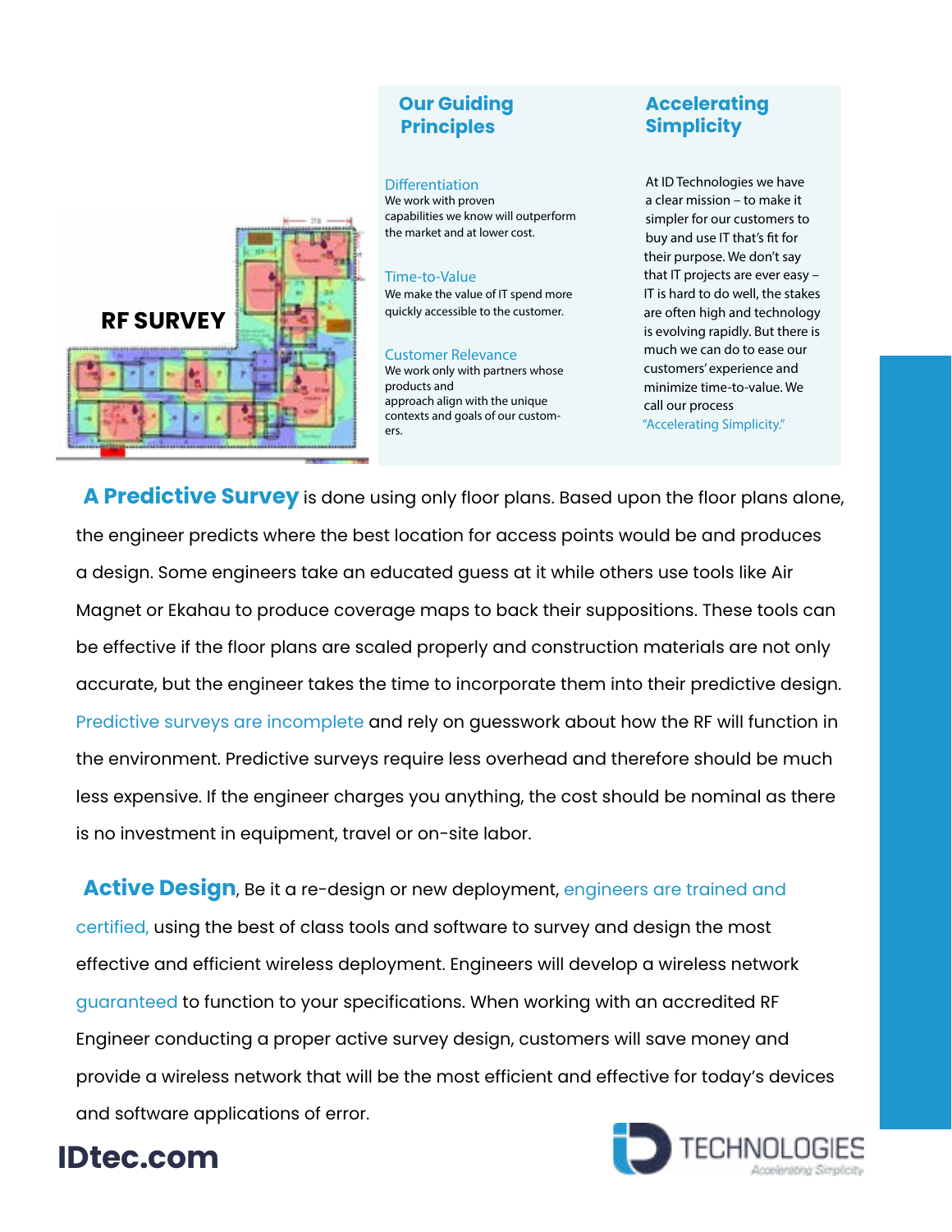**RF SURVEY**

## Our Guiding Principles

**Differentiation**
We work with proven capabilities we know will outperform the market and at lower cost.

**Time-to-Value**
We make the value of IT spend more quickly accessible to the customer.

**Customer Relevance**
We work only with partners whose products and approach align with the unique contexts and goals of our customers.

## Accelerating Simplicity

At ID Technologies we have a clear mission – to make it simpler for our customers to buy and use IT that's fit for their purpose. We don't say that IT projects are ever easy – IT is hard to do well, the stakes are often high and technology is evolving rapidly. But there is much we can do to ease our customers' experience and minimize time-to-value. We call our process "Accelerating Simplicity."

**A Predictive Survey** is done using only floor plans. Based upon the floor plans alone, the engineer predicts where the best location for access points would be and produces a design. Some engineers take an educated guess at it while others use tools like Air Magnet or Ekahau to produce coverage maps to back their suppositions. These tools can be effective if the floor plans are scaled properly and construction materials are not only accurate, but the engineer takes the time to incorporate them into their predictive design. Predictive surveys are incomplete and rely on guesswork about how the RF will function in the environment. Predictive surveys require less overhead and therefore should be much less expensive. If the engineer charges you anything, the cost should be nominal as there is no investment in equipment, travel or on-site labor.

**Active Design**, Be it a re-design or new deployment, engineers are trained and certified, using the best of class tools and software to survey and design the most effective and efficient wireless deployment. Engineers will develop a wireless network guaranteed to function to your specifications. When working with an accredited RF Engineer conducting a proper active survey design, customers will save money and provide a wireless network that will be the most efficient and effective for today's devices and software applications of error.

**IDtec.com**

TECHNOLOGIES
Accelerating Simplicity